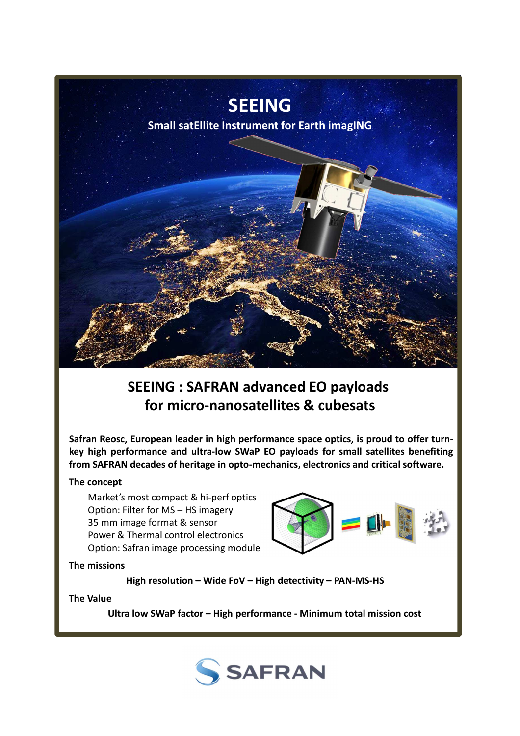# SEEING

Small satEllite Instrument for Earth imagING

## SEEING : SAFRAN advanced EO payloads for micro-nanosatellites & cubesats

**Safran Reosc, European leader in high performance space optics, is proud to offer turn-key high performance and ultra-low SWaP EO payloads for small satellites benefiting from SAFRAN decades of heritage in opto-mechanics, electronics and critical software.**

**The concept**

- Market's most compact & hi-perf optics
- Option: Filter for MS – HS imagery
- 35 mm image format & sensor
- Power & Thermal control electronics
- Option: Safran image processing module

**The missions**

**High resolution – Wide FoV – High detectivity – PAN-MS-HS**

**The Value**

**Ultra low SWaP factor – High performance - Minimum total mission cost**

SAFRAN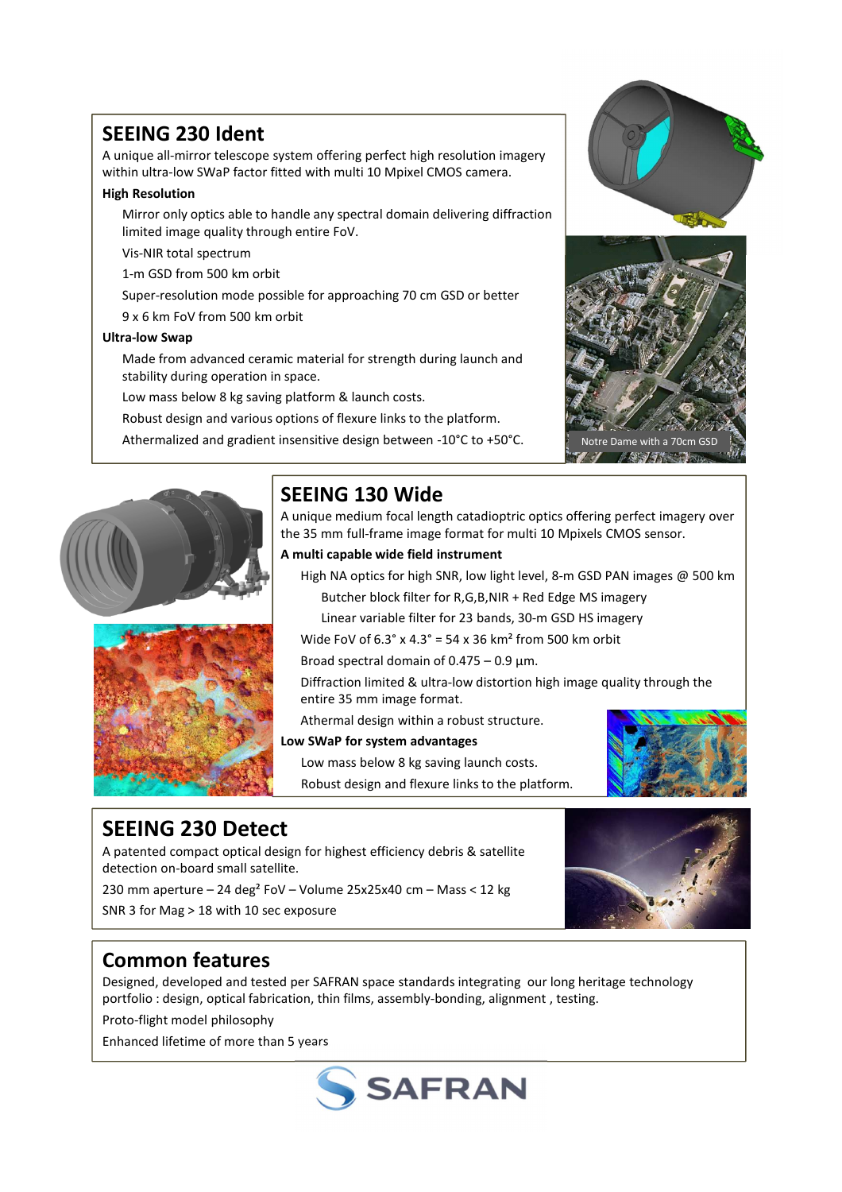## SEEING 230 Ident

A unique all-mirror telescope system offering perfect high resolution imagery within ultra-low SWaP factor fitted with multi 10 Mpixel CMOS camera.

**High Resolution**

- Mirror only optics able to handle any spectral domain delivering diffraction limited image quality through entire FoV.
- Vis-NIR total spectrum
- 1-m GSD from 500 km orbit
- Super-resolution mode possible for approaching 70 cm GSD or better
- 9 x 6 km FoV from 500 km orbit

**Ultra-low Swap**

- Made from advanced ceramic material for strength during launch and stability during operation in space.
- Low mass below 8 kg saving platform & launch costs.
- Robust design and various options of flexure links to the platform.
- Athermalized and gradient insensitive design between -10°C to +50°C.

Notre Dame with a 70cm GSD

## SEEING 130 Wide

A unique medium focal length catadioptric optics offering perfect imagery over the 35 mm full-frame image format for multi 10 Mpixels CMOS sensor.

**A multi capable wide field instrument**

- High NA optics for high SNR, low light level, 8-m GSD PAN images @ 500 km
  - Butcher block filter for R,G,B,NIR + Red Edge MS imagery
  - Linear variable filter for 23 bands, 30-m GSD HS imagery
- Wide FoV of 6.3° x 4.3° = 54 x 36 km² from 500 km orbit
- Broad spectral domain of 0.475 – 0.9 µm.
- Diffraction limited & ultra-low distortion high image quality through the entire 35 mm image format.
- Athermal design within a robust structure.

**Low SWaP for system advantages**

- Low mass below 8 kg saving launch costs.
- Robust design and flexure links to the platform.

## SEEING 230 Detect

A patented compact optical design for highest efficiency debris & satellite detection on-board small satellite.

230 mm aperture – 24 deg² FoV – Volume 25x25x40 cm – Mass < 12 kg

SNR 3 for Mag > 18 with 10 sec exposure

## Common features

Designed, developed and tested per SAFRAN space standards integrating our long heritage technology portfolio : design, optical fabrication, thin films, assembly-bonding, alignment , testing.

Proto-flight model philosophy

Enhanced lifetime of more than 5 years

SAFRAN